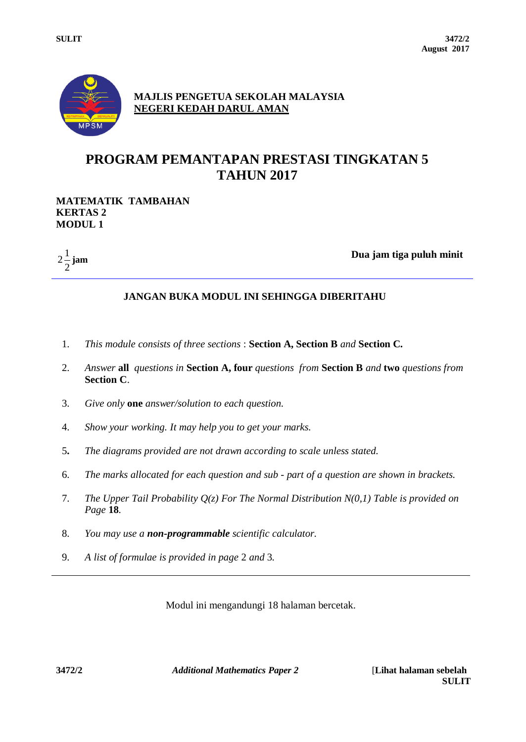SULIT

3472/2
August 2017

**MAJLIS PENGETUA SEKOLAH MALAYSIA**
**NEGERI KEDAH DARUL AMAN**

# PROGRAM PEMANTAPAN PRESTASI TINGKATAN 5 TAHUN 2017

**MATEMATIK TAMBAHAN**
**KERTAS 2**
**MODUL 1**

$2\frac{1}{2}$ **jam** — **Dua jam tiga puluh minit**

---

**JANGAN BUKA MODUL INI SEHINGGA DIBERITAHU**

1. *This module consists of three sections* : **Section A, Section B** *and* **Section C.**
2. *Answer* **all** *questions in* **Section A, four** *questions from* **Section B** *and* **two** *questions from* **Section C**.
3. *Give only* **one** *answer/solution to each question.*
4. *Show your working. It may help you to get your marks.*
5. *The diagrams provided are not drawn according to scale unless stated.*
6. *The marks allocated for each question and sub - part of a question are shown in brackets.*
7. *The Upper Tail Probability Q(z) For The Normal Distribution N(0,1) Table is provided on Page* **18**.
8. *You may use a* ***non-programmable*** *scientific calculator.*
9. *A list of formulae is provided in page* 2 *and* 3.

---

Modul ini mengandungi 18 halaman bercetak.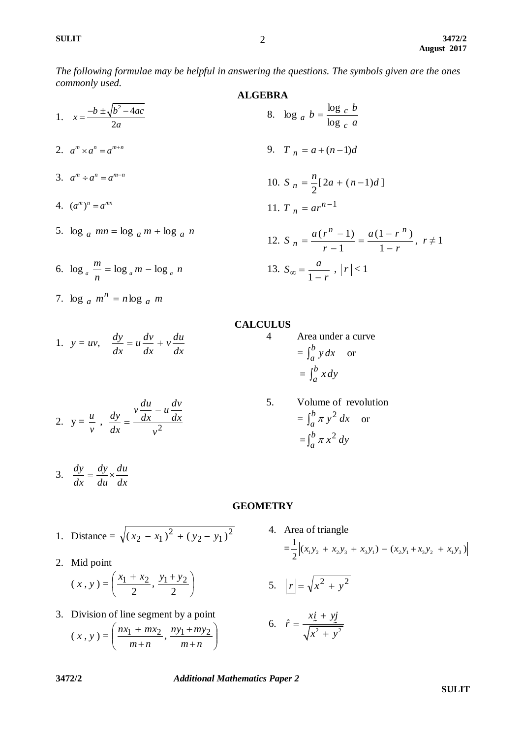*The following formulae may be helpful in answering the questions. The symbols given are the ones commonly used.*

## ALGEBRA

1. $x = \dfrac{-b \pm \sqrt{b^2 - 4ac}}{2a}$

2. $a^m \times a^n = a^{m+n}$

3. $a^m \div a^n = a^{m-n}$

4. $(a^m)^n = a^{mn}$

5. $\log_a mn = \log_a m + \log_a n$

6. $\log_a \dfrac{m}{n} = \log_a m - \log_a n$

7. $\log_a m^n = n \log_a m$

8. $\log_a b = \dfrac{\log_c b}{\log_c a}$

9. $T_n = a + (n-1)d$

10. $S_n = \dfrac{n}{2}[2a + (n-1)d]$

11. $T_n = ar^{n-1}$

12. $S_n = \dfrac{a(r^n - 1)}{r - 1} = \dfrac{a(1 - r^n)}{1 - r}, \; r \neq 1$

13. $S_\infty = \dfrac{a}{1 - r}, \; |r| < 1$

## CALCULUS

1. $y = uv, \quad \dfrac{dy}{dx} = u\dfrac{dv}{dx} + v\dfrac{du}{dx}$

2. $y = \dfrac{u}{v}, \quad \dfrac{dy}{dx} = \dfrac{v\dfrac{du}{dx} - u\dfrac{dv}{dx}}{v^2}$

3. $\dfrac{dy}{dx} = \dfrac{dy}{du} \times \dfrac{du}{dx}$

4. Area under a curve
$= \int_a^b y\,dx$ or
$= \int_a^b x\,dy$

5. Volume of revolution
$= \int_a^b \pi y^2\,dx$ or
$= \int_a^b \pi x^2\,dy$

## GEOMETRY

1. Distance $= \sqrt{(x_2 - x_1)^2 + (y_2 - y_1)^2}$

2. Mid point
$(x, y) = \left(\dfrac{x_1 + x_2}{2}, \dfrac{y_1 + y_2}{2}\right)$

3. Division of line segment by a point
$(x, y) = \left(\dfrac{nx_1 + mx_2}{m+n}, \dfrac{ny_1 + my_2}{m+n}\right)$

4. Area of triangle
$= \dfrac{1}{2}\left|(x_1y_2 + x_2y_3 + x_3y_1) - (x_2y_1 + x_3y_2 + x_1y_3)\right|$

5. $|\underset{\sim}{r}| = \sqrt{x^2 + y^2}$

6. $\hat{r} = \dfrac{x\underset{\sim}{i} + y\underset{\sim}{j}}{\sqrt{x^2 + y^2}}$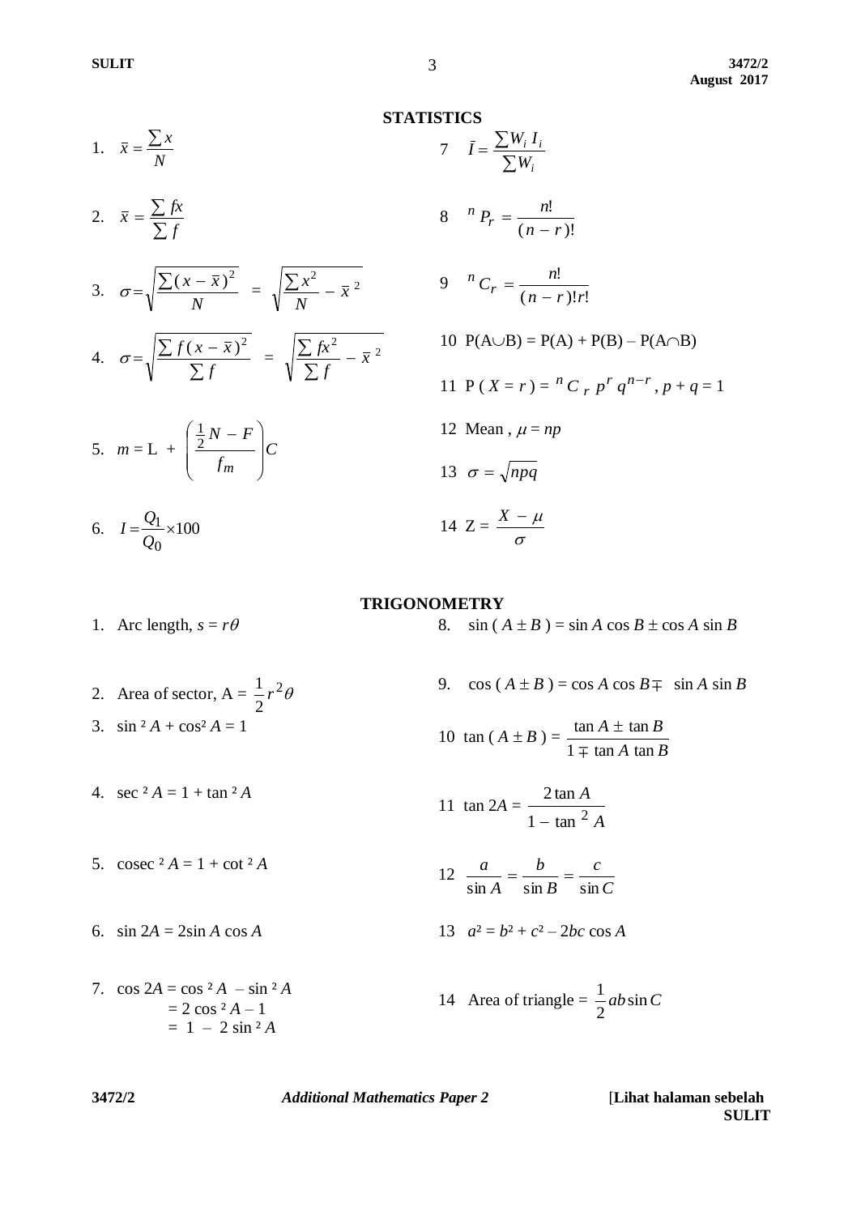## STATISTICS

1. $\bar{x} = \dfrac{\sum x}{N}$

2. $\bar{x} = \dfrac{\sum fx}{\sum f}$

3. $\sigma = \sqrt{\dfrac{\sum (x - \bar{x})^2}{N}} = \sqrt{\dfrac{\sum x^2}{N} - \bar{x}^2}$

4. $\sigma = \sqrt{\dfrac{\sum f(x - \bar{x})^2}{\sum f}} = \sqrt{\dfrac{\sum fx^2}{\sum f} - \bar{x}^2}$

5. $m = L + \left( \dfrac{\frac{1}{2}N - F}{f_m} \right) C$

6. $I = \dfrac{Q_1}{Q_0} \times 100$

7. $\bar{I} = \dfrac{\sum W_i I_i}{\sum W_i}$

8. ${}^nP_r = \dfrac{n!}{(n-r)!}$

9. ${}^nC_r = \dfrac{n!}{(n-r)!r!}$

10. $P(A \cup B) = P(A) + P(B) - P(A \cap B)$

11. $P(X = r) = {}^nC_r \, p^r q^{n-r}$, $p + q = 1$

12. Mean, $\mu = np$

13. $\sigma = \sqrt{npq}$

14. $Z = \dfrac{X - \mu}{\sigma}$

## TRIGONOMETRY

1. Arc length, $s = r\theta$

2. Area of sector, $A = \dfrac{1}{2} r^2 \theta$

3. $\sin^2 A + \cos^2 A = 1$

4. $\sec^2 A = 1 + \tan^2 A$

5. $\text{cosec}^2 A = 1 + \cot^2 A$

6. $\sin 2A = 2 \sin A \cos A$

7. $\cos 2A = \cos^2 A - \sin^2 A$
   $= 2\cos^2 A - 1$
   $= 1 - 2\sin^2 A$

8. $\sin(A \pm B) = \sin A \cos B \pm \cos A \sin B$

9. $\cos(A \pm B) = \cos A \cos B \mp \sin A \sin B$

10. $\tan(A \pm B) = \dfrac{\tan A \pm \tan B}{1 \mp \tan A \tan B}$

11. $\tan 2A = \dfrac{2 \tan A}{1 - \tan^2 A}$

12. $\dfrac{a}{\sin A} = \dfrac{b}{\sin B} = \dfrac{c}{\sin C}$

13. $a^2 = b^2 + c^2 - 2bc \cos A$

14. Area of triangle $= \dfrac{1}{2} ab \sin C$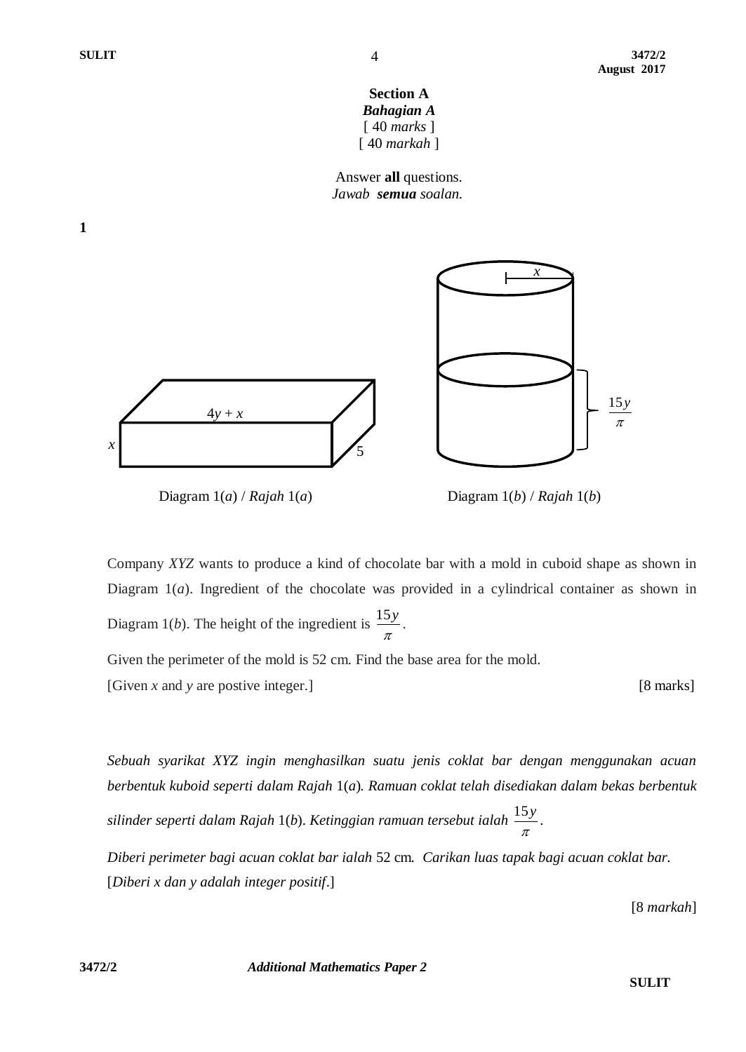**Section A**
***Bahagian A***
[ 40 *marks* ]
[ 40 *markah* ]

Answer **all** questions.
*Jawab* ***semua*** *soalan.*

**1**

Diagram 1(*a*) / *Rajah* 1(*a*)

Diagram 1(*b*) / *Rajah* 1(*b*)

Company *XYZ* wants to produce a kind of chocolate bar with a mold in cuboid shape as shown in Diagram 1(*a*). Ingredient of the chocolate was provided in a cylindrical container as shown in Diagram 1(*b*). The height of the ingredient is $\frac{15y}{\pi}$.

Given the perimeter of the mold is 52 cm. Find the base area for the mold.

[Given *x* and *y* are postive integer.] [8 marks]

*Sebuah syarikat XYZ ingin menghasilkan suatu jenis coklat bar dengan menggunakan acuan berbentuk kuboid seperti dalam Rajah* 1(*a*)*. Ramuan coklat telah disediakan dalam bekas berbentuk silinder seperti dalam Rajah* 1(*b*)*. Ketinggian ramuan tersebut ialah* $\frac{15y}{\pi}$.

*Diberi perimeter bagi acuan coklat bar ialah* 52 cm. *Carikan luas tapak bagi acuan coklat bar.*

[*Diberi x dan y adalah integer positif.*]

[8 *markah*]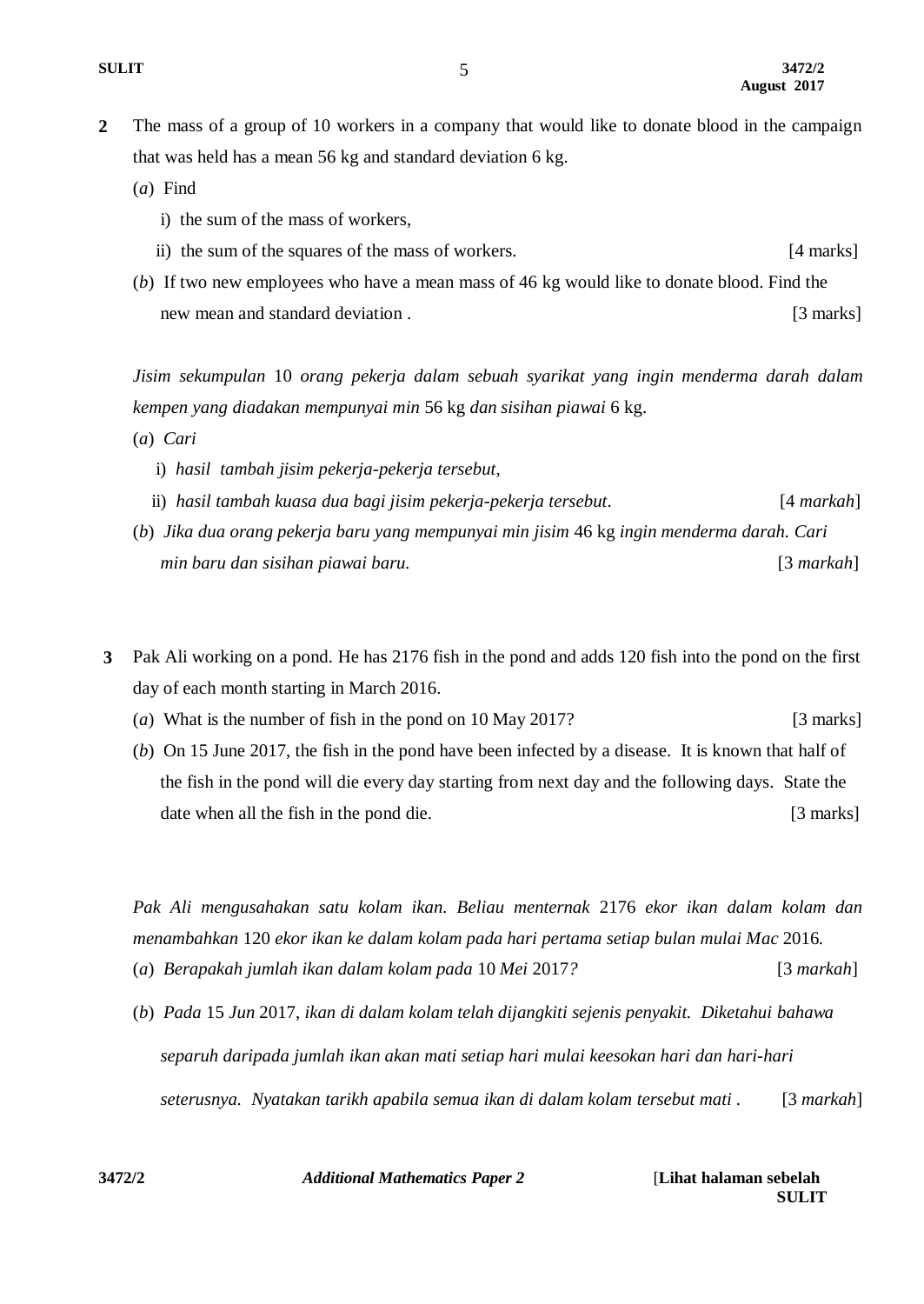**2** The mass of a group of 10 workers in a company that would like to donate blood in the campaign that was held has a mean 56 kg and standard deviation 6 kg.

(*a*) Find

i) the sum of the mass of workers,

ii) the sum of the squares of the mass of workers. [4 marks]

(*b*) If two new employees who have a mean mass of 46 kg would like to donate blood. Find the new mean and standard deviation . [3 marks]

*Jisim sekumpulan* 10 *orang pekerja dalam sebuah syarikat yang ingin menderma darah dalam kempen yang diadakan mempunyai min* 56 kg *dan sisihan piawai* 6 kg.

(*a*) *Cari*

i) *hasil tambah jisim pekerja-pekerja tersebut*,

ii) *hasil tambah kuasa dua bagi jisim pekerja-pekerja tersebut*. [4 *markah*]

(*b*) *Jika dua orang pekerja baru yang mempunyai min jisim* 46 kg *ingin menderma darah. Cari min baru dan sisihan piawai baru.* [3 *markah*]

**3** Pak Ali working on a pond. He has 2176 fish in the pond and adds 120 fish into the pond on the first day of each month starting in March 2016.

(*a*) What is the number of fish in the pond on 10 May 2017? [3 marks]

(*b*) On 15 June 2017, the fish in the pond have been infected by a disease. It is known that half of the fish in the pond will die every day starting from next day and the following days. State the date when all the fish in the pond die. [3 marks]

*Pak Ali mengusahakan satu kolam ikan. Beliau menternak* 2176 *ekor ikan dalam kolam dan menambahkan* 120 *ekor ikan ke dalam kolam pada hari pertama setiap bulan mulai Mac* 2016*.*

(*a*) *Berapakah jumlah ikan dalam kolam pada* 10 *Mei* 2017*?* [3 *markah*]

(*b*) *Pada* 15 *Jun* 2017, *ikan di dalam kolam telah dijangkiti sejenis penyakit. Diketahui bahawa separuh daripada jumlah ikan akan mati setiap hari mulai keesokan hari dan hari-hari seterusnya. Nyatakan tarikh apabila semua ikan di dalam kolam tersebut mati .* [3 *markah*]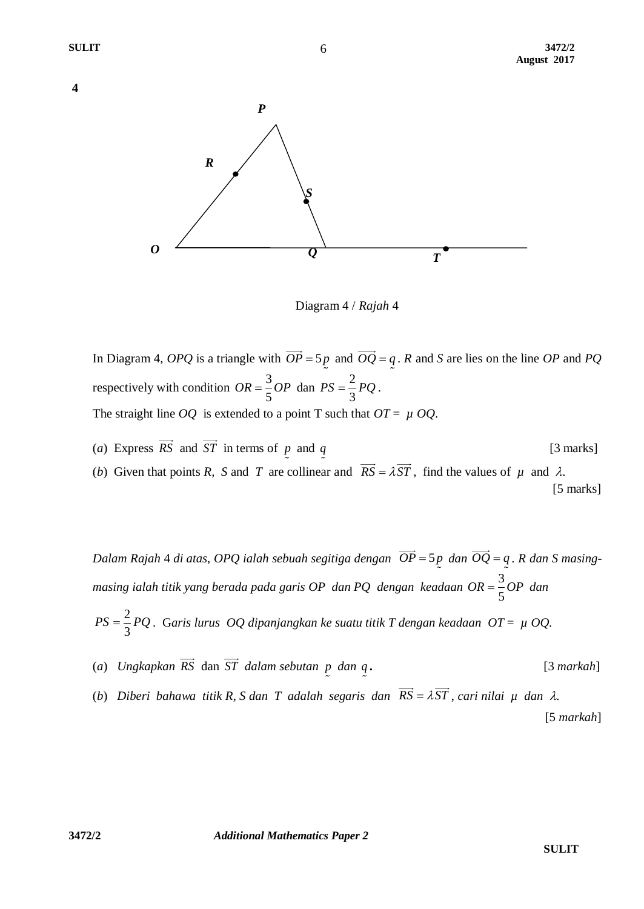**4**

Diagram 4 / *Rajah* 4

In Diagram 4, *OPQ* is a triangle with $\overrightarrow{OP} = 5\underset{\sim}{p}$ and $\overrightarrow{OQ} = \underset{\sim}{q}$. *R* and *S* are lies on the line *OP* and *PQ* respectively with condition $OR = \frac{3}{5}OP$ dan $PS = \frac{2}{3}PQ$.
The straight line *OQ* is extended to a point T such that $OT = \mu\, OQ$.

(*a*) Express $\overrightarrow{RS}$ and $\overrightarrow{ST}$ in terms of $\underset{\sim}{p}$ and $\underset{\sim}{q}$ [3 marks]

(*b*) Given that points *R*, *S* and *T* are collinear and $\overrightarrow{RS} = \lambda\overrightarrow{ST}$, find the values of $\mu$ and $\lambda$. [5 marks]

*Dalam Rajah* 4 *di atas, OPQ ialah sebuah segitiga dengan* $\overrightarrow{OP} = 5\underset{\sim}{p}$ *dan* $\overrightarrow{OQ} = \underset{\sim}{q}$. *R dan S masing-masing ialah titik yang berada pada garis OP dan PQ dengan keadaan* $OR = \frac{3}{5}OP$ *dan* $PS = \frac{2}{3}PQ$. *Garis lurus OQ dipanjangkan ke suatu titik T dengan keadaan* $OT = \mu\, OQ$.

(*a*) *Ungkapkan* $\overrightarrow{RS}$ dan $\overrightarrow{ST}$ *dalam sebutan* $\underset{\sim}{p}$ *dan* $\underset{\sim}{q}$. [3 *markah*]

(*b*) *Diberi bahawa titik R, S dan T adalah segaris dan* $\overrightarrow{RS} = \lambda\overrightarrow{ST}$, *cari nilai* $\mu$ *dan* $\lambda$. [5 *markah*]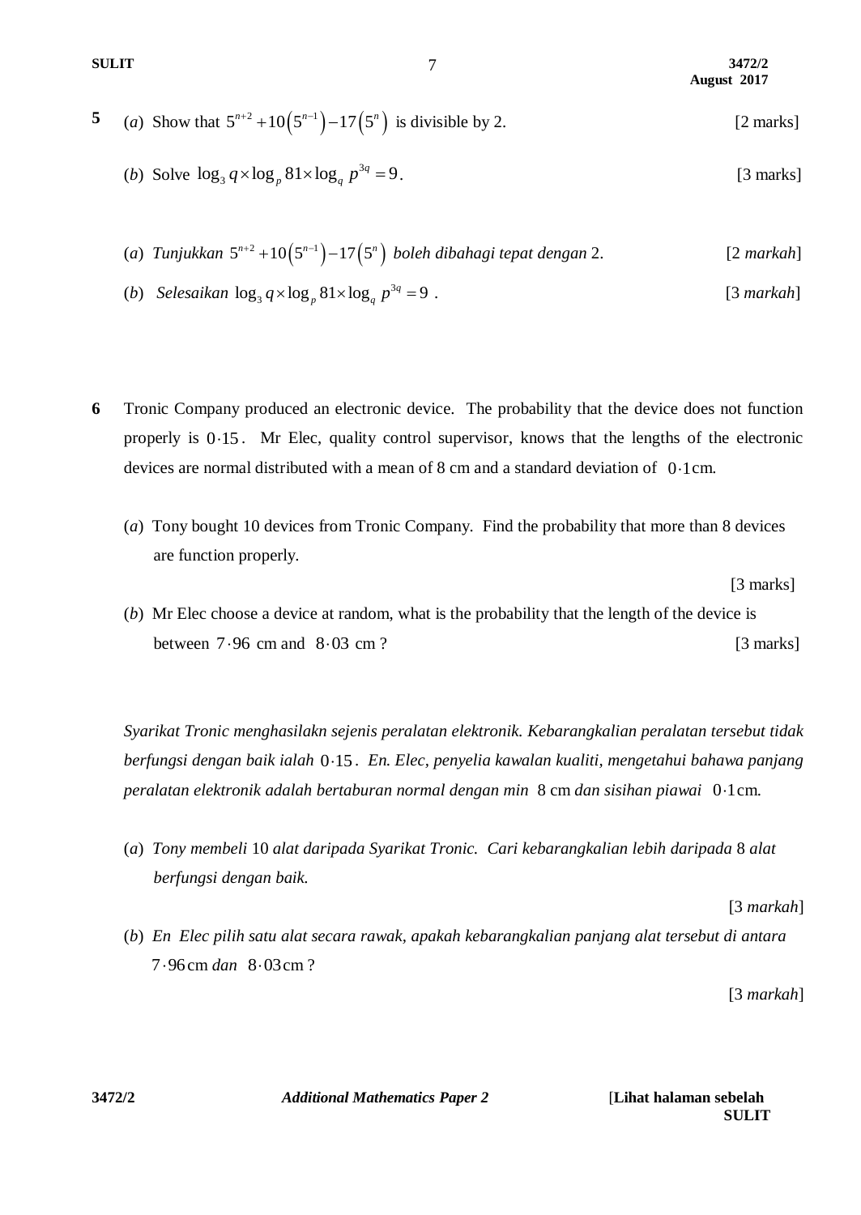**5** (*a*) Show that $5^{n+2}+10\left(5^{n-1}\right)-17\left(5^{n}\right)$ is divisible by 2. [2 marks]

(*b*) Solve $\log_3 q\times\log_p 81\times\log_q p^{3q}=9$. [3 marks]

(*a*) *Tunjukkan* $5^{n+2}+10\left(5^{n-1}\right)-17\left(5^{n}\right)$ *boleh dibahagi tepat dengan* 2. [2 *markah*]

(*b*) *Selesaikan* $\log_3 q\times\log_p 81\times\log_q p^{3q}=9$ . [3 *markah*]

**6** Tronic Company produced an electronic device. The probability that the device does not function properly is $0{\cdot}15$. Mr Elec, quality control supervisor, knows that the lengths of the electronic devices are normal distributed with a mean of 8 cm and a standard deviation of $0{\cdot}1$ cm.

(*a*) Tony bought 10 devices from Tronic Company. Find the probability that more than 8 devices are function properly.

[3 marks]

(*b*) Mr Elec choose a device at random, what is the probability that the length of the device is between $7{\cdot}96$ cm and $8{\cdot}03$ cm ? [3 marks]

*Syarikat Tronic menghasilakn sejenis peralatan elektronik. Kebarangkalian peralatan tersebut tidak berfungsi dengan baik ialah* $0{\cdot}15$ *. En. Elec, penyelia kawalan kualiti, mengetahui bahawa panjang peralatan elektronik adalah bertaburan normal dengan min* 8 cm *dan sisihan piawai* $0{\cdot}1$ cm.

(*a*) *Tony membeli* 10 *alat daripada Syarikat Tronic. Cari kebarangkalian lebih daripada* 8 *alat berfungsi dengan baik.*

[3 *markah*]

(*b*) *En Elec pilih satu alat secara rawak, apakah kebarangkalian panjang alat tersebut di antara* $7{\cdot}96$ cm *dan* $8{\cdot}03$ cm ?

[3 *markah*]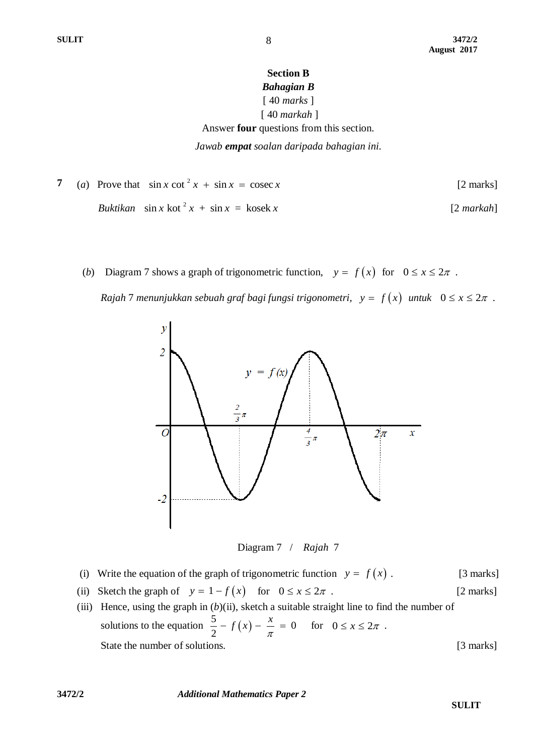**Section B**

***Bahagian B***

[ 40 *marks* ]

[ 40 *markah* ]

Answer **four** questions from this section.

*Jawab **empat** soalan daripada bahagian ini.*

**7** (*a*) Prove that $\sin x \cot^2 x + \sin x = \operatorname{cosec} x$ [2 marks]

*Buktikan* $\sin x \text{ kot}^2 x + \sin x = \text{kosek } x$ [2 *markah*]

(*b*) Diagram 7 shows a graph of trigonometric function, $y = f(x)$ for $0 \le x \le 2\pi$ .

*Rajah* 7 *menunjukkan sebuah graf bagi fungsi trigonometri*, $y = f(x)$ *untuk* $0 \le x \le 2\pi$ .

Diagram 7 / *Rajah* 7

(i) Write the equation of the graph of trigonometric function $y = f(x)$ . [3 marks]

(ii) Sketch the graph of $y = 1 - f(x)$ for $0 \le x \le 2\pi$ . [2 marks]

(iii) Hence, using the graph in (*b*)(ii), sketch a suitable straight line to find the number of solutions to the equation $\frac{5}{2} - f(x) - \frac{x}{\pi} = 0$ for $0 \le x \le 2\pi$ .
State the number of solutions. [3 marks]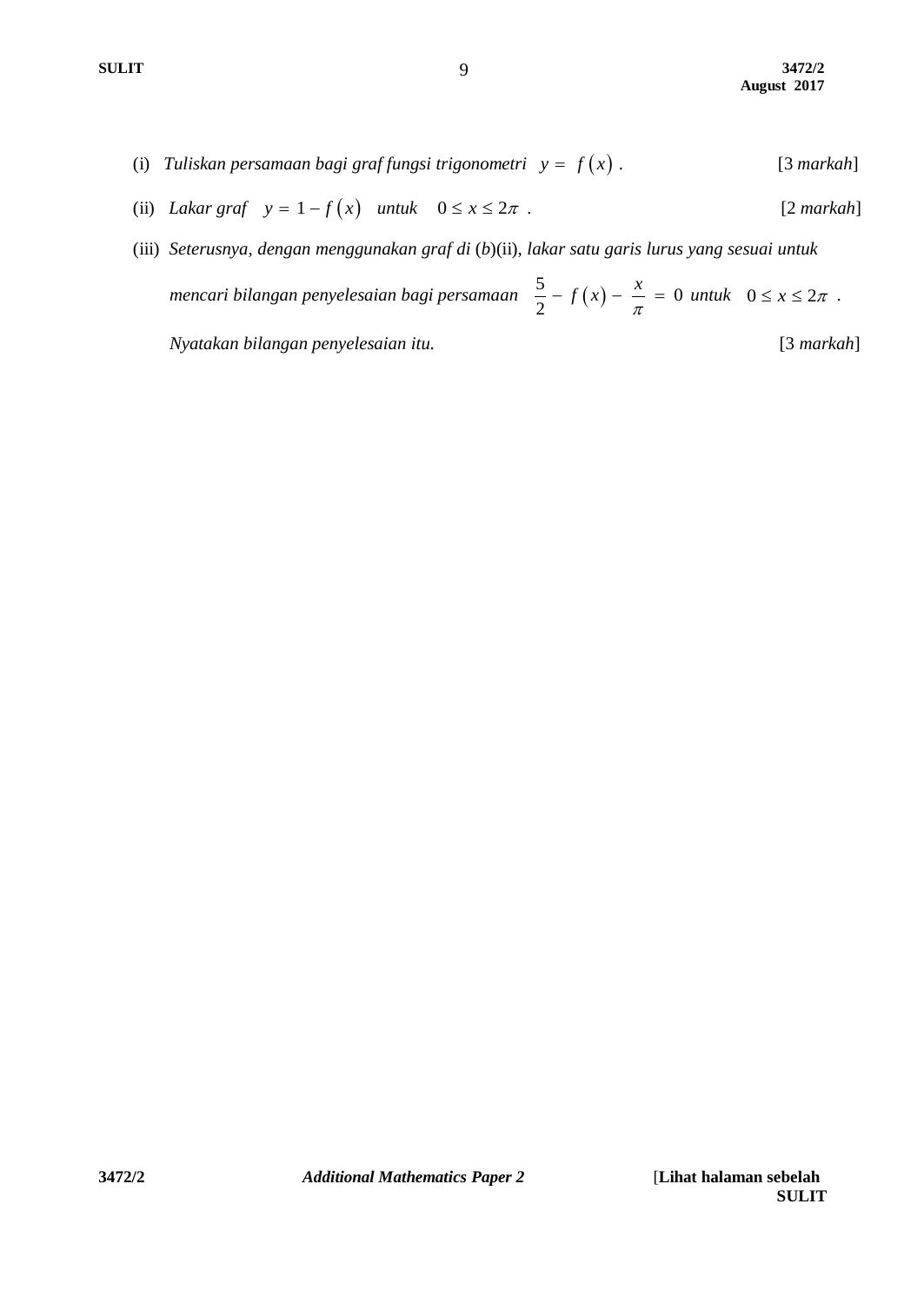(i) *Tuliskan persamaan bagi graf fungsi trigonometri* $y = f\left(x\right)$ . [3 *markah*]

(ii) *Lakar graf* $y = 1 - f\left(x\right)$ *untuk* $0 \le x \le 2\pi$ . [2 *markah*]

(iii) *Seterusnya, dengan menggunakan graf di* (*b*)(ii), *lakar satu garis lurus yang sesuai untuk mencari bilangan penyelesaian bagi persamaan* $\dfrac{5}{2} - f\left(x\right) - \dfrac{x}{\pi} = 0$ *untuk* $0 \le x \le 2\pi$ .

*Nyatakan bilangan penyelesaian itu.* [3 *markah*]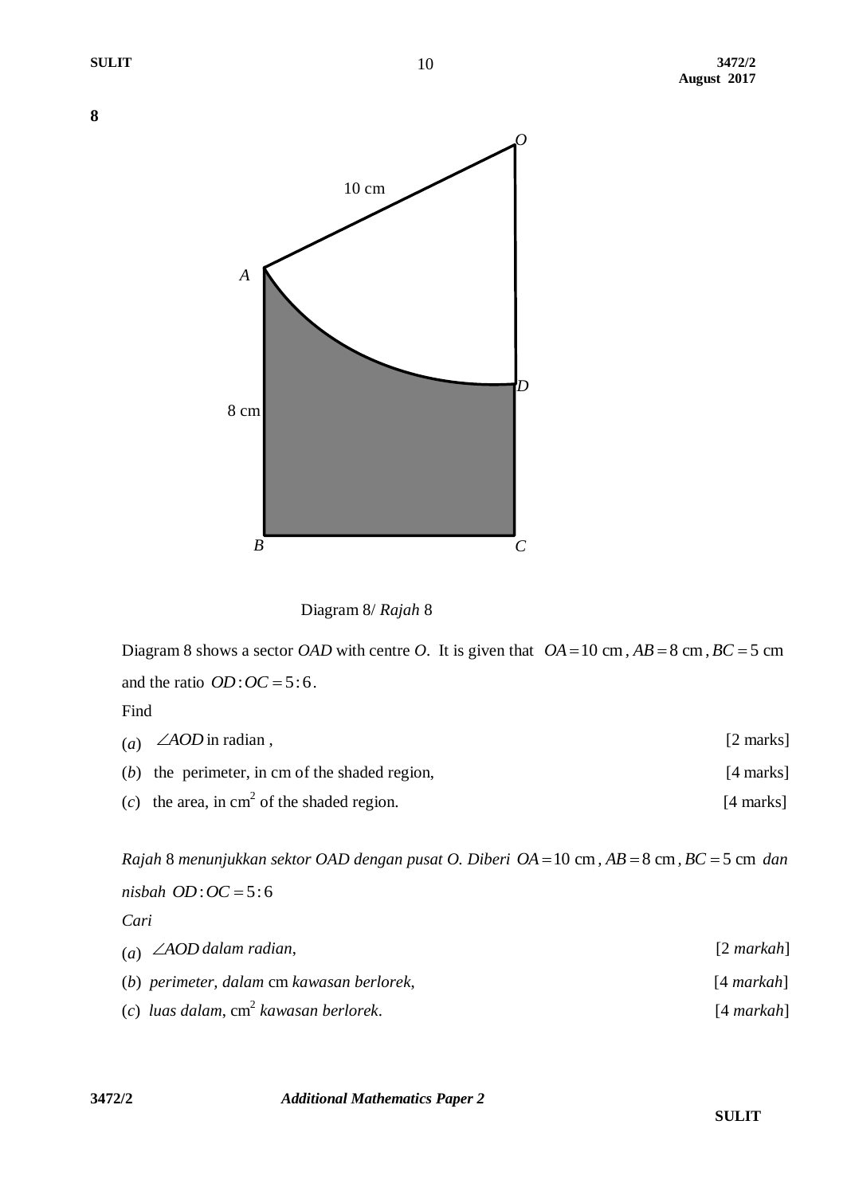**8**

Diagram 8/ *Rajah* 8

Diagram 8 shows a sector *OAD* with centre *O*. It is given that $OA = 10$ cm, $AB = 8$ cm, $BC = 5$ cm and the ratio $OD : OC = 5 : 6$.

Find

(*a*) $\angle AOD$ in radian , [2 marks]

(*b*) the perimeter, in cm of the shaded region, [4 marks]

(*c*) the area, in cm$^2$ of the shaded region. [4 marks]

*Rajah* 8 *menunjukkan sektor OAD dengan pusat O. Diberi* $OA = 10$ cm , $AB = 8$ cm , $BC = 5$ cm *dan nisbah* $OD : OC = 5 : 6$

*Cari*

(*a*) $\angle AOD$ *dalam radian*, [2 *markah*]

(*b*) *perimeter, dalam* cm *kawasan berlorek*, [4 *markah*]

(*c*) *luas dalam*, cm$^2$ *kawasan berlorek*. [4 *markah*]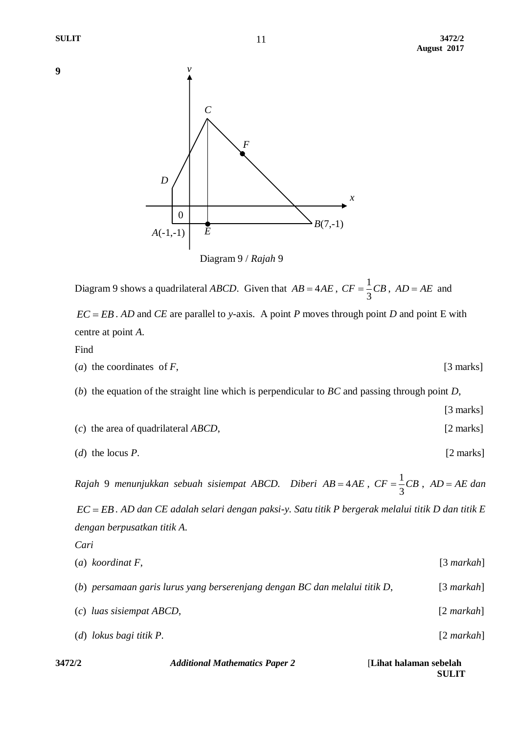**9**

Diagram 9 / *Rajah* 9

Diagram 9 shows a quadrilateral *ABCD*. Given that $AB = 4AE$, $CF = \frac{1}{3}CB$, $AD = AE$ and $EC = EB$. *AD* and *CE* are parallel to *y*-axis. A point *P* moves through point *D* and point E with centre at point *A*.

Find

(*a*) the coordinates of *F*, [3 marks]

(*b*) the equation of the straight line which is perpendicular to *BC* and passing through point *D*, [3 marks]

(*c*) the area of quadrilateral *ABCD*, [2 marks]

(*d*) the locus *P*. [2 marks]

*Rajah 9 menunjukkan sebuah sisiempat ABCD. Diberi* $AB = 4AE$, $CF = \frac{1}{3}CB$, $AD = AE$ *dan* $EC = EB$. *AD dan CE adalah selari dengan paksi-y. Satu titik P bergerak melalui titik D dan titik E dengan berpusatkan titik A.*

*Cari*

(*a*) *koordinat F*, [3 *markah*]

(*b*) *persamaan garis lurus yang berserenjang dengan BC dan melalui titik D*, [3 *markah*]

(*c*) *luas sisiempat ABCD*, [2 *markah*]

(*d*) *lokus bagi titik P*. [2 *markah*]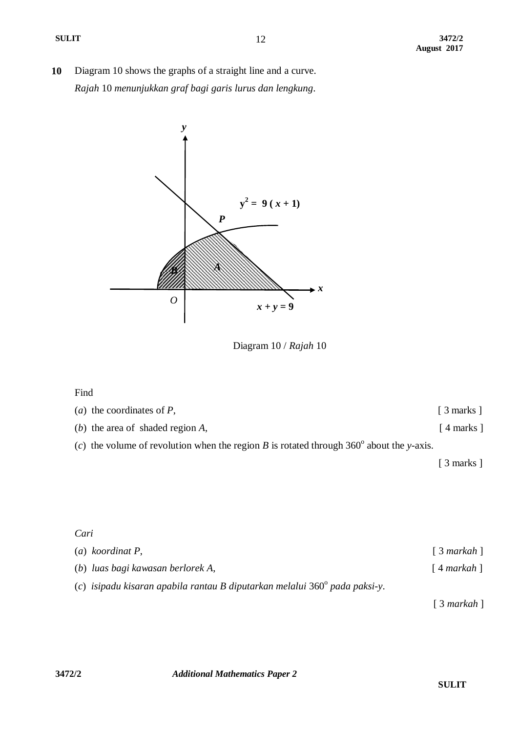**10** Diagram 10 shows the graphs of a straight line and a curve.

*Rajah* 10 *menunjukkan graf bagi garis lurus dan lengkung*.

Diagram 10 / *Rajah* 10

Find

(*a*) the coordinates of *P*, [ 3 marks ]

(*b*) the area of shaded region *A*, [ 4 marks ]

(*c*) the volume of revolution when the region *B* is rotated through $360^{o}$ about the *y*-axis. [ 3 marks ]

*Cari*

(*a*) *koordinat P*, [ 3 *markah* ]

(*b*) *luas bagi kawasan berlorek A*, [ 4 *markah* ]

(*c*) *isipadu kisaran apabila rantau B diputarkan melalui* $360^{o}$ *pada paksi-y*. [ 3 *markah* ]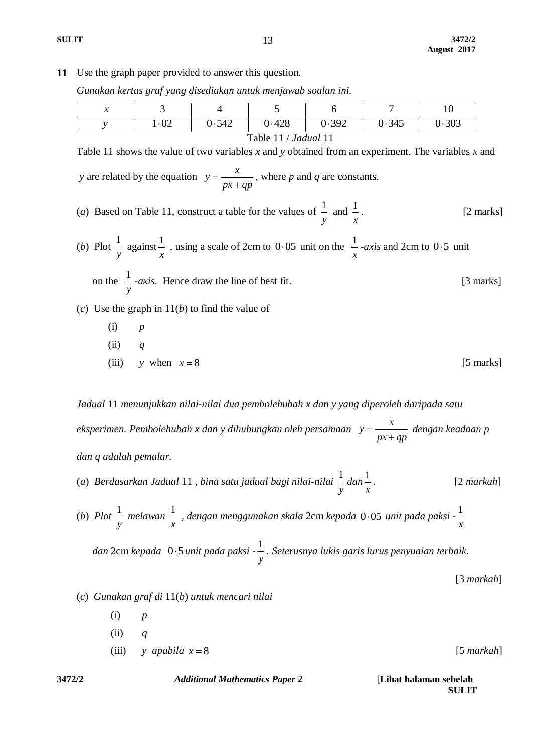**11** Use the graph paper provided to answer this question.

*Gunakan kertas graf yang disediakan untuk menjawab soalan ini.*

| $x$ | 3 | 4 | 5 | 6 | 7 | 10 |
|---|---|---|---|---|---|---|
| $y$ | $1 \cdot 02$ | $0 \cdot 542$ | $0 \cdot 428$ | $0 \cdot 392$ | $0 \cdot 345$ | $0 \cdot 303$ |

Table 11 / *Jadual* 11

Table 11 shows the value of two variables $x$ and $y$ obtained from an experiment. The variables $x$ and $y$ are related by the equation $y = \dfrac{x}{px + qp}$, where $p$ and $q$ are constants.

(*a*) Based on Table 11, construct a table for the values of $\dfrac{1}{y}$ and $\dfrac{1}{x}$. [2 marks]

(*b*) Plot $\dfrac{1}{y}$ against $\dfrac{1}{x}$, using a scale of 2cm to $0 \cdot 05$ unit on the $\dfrac{1}{x}$-*axis* and 2cm to $0 \cdot 5$ unit on the $\dfrac{1}{y}$-*axis*. Hence draw the line of best fit. [3 marks]

(*c*) Use the graph in 11(*b*) to find the value of

(i) $p$

(ii) $q$

(iii) $y$ when $x = 8$ [5 marks]

*Jadual* 11 *menunjukkan nilai-nilai dua pembolehubah x dan y yang diperoleh daripada satu eksperimen. Pembolehubah x dan y dihubungkan oleh persamaan* $y = \dfrac{x}{px + qp}$ *dengan keadaan p dan q adalah pemalar.*

(*a*) *Berdasarkan Jadual* 11 , *bina satu jadual bagi nilai-nilai* $\dfrac{1}{y}$ *dan* $\dfrac{1}{x}$. [2 *markah*]

(*b*) *Plot* $\dfrac{1}{y}$ *melawan* $\dfrac{1}{x}$ , *dengan menggunakan skala* 2cm *kepada* $0 \cdot 05$ *unit pada paksi* -$\dfrac{1}{x}$ *dan* 2cm *kepada* $0 \cdot 5$ *unit pada paksi* -$\dfrac{1}{y}$. *Seterusnya lukis garis lurus penyuaian terbaik.* [3 *markah*]

(*c*) *Gunakan graf di* 11(*b*) *untuk mencari nilai*

(i) $p$

(ii) $q$

(iii) $y$ *apabila* $x = 8$ [5 *markah*]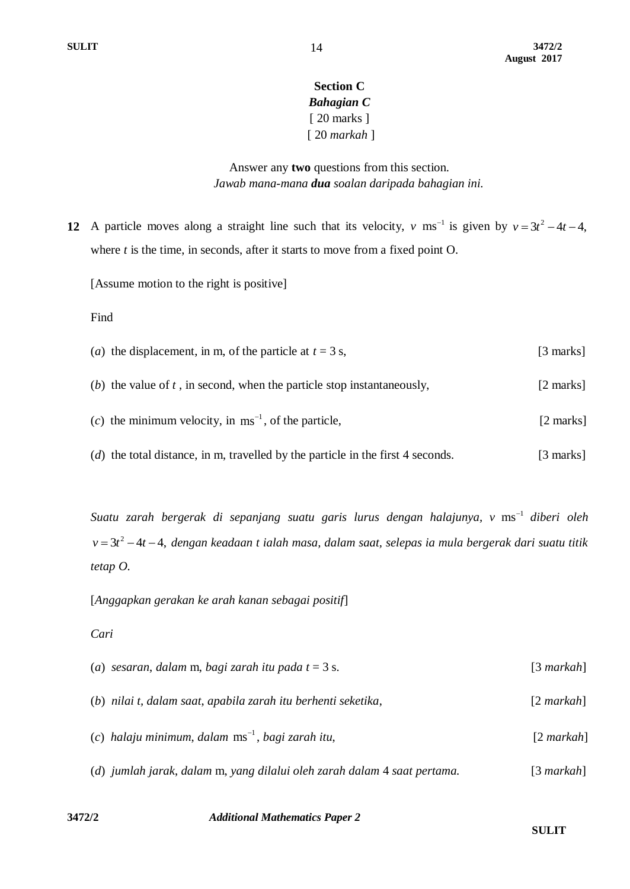## Section C

### *Bahagian C*

[ 20 marks ]

[ 20 *markah* ]

Answer any **two** questions from this section.
*Jawab mana-mana* ***dua*** *soalan daripada bahagian ini.*

**12** A particle moves along a straight line such that its velocity, $v$ $\text{ms}^{-1}$ is given by $v = 3t^2 - 4t - 4$, where $t$ is the time, in seconds, after it starts to move from a fixed point O.

[Assume motion to the right is positive]

Find

(*a*) the displacement, in m, of the particle at $t = 3$ s, [3 marks]

(*b*) the value of $t$ , in second, when the particle stop instantaneously, [2 marks]

(*c*) the minimum velocity, in $\text{ms}^{-1}$, of the particle, [2 marks]

(*d*) the total distance, in m, travelled by the particle in the first 4 seconds. [3 marks]

*Suatu zarah bergerak di sepanjang suatu garis lurus dengan halajunya, $v$* $\text{ms}^{-1}$ *diberi oleh* $v = 3t^2 - 4t - 4$, *dengan keadaan t ialah masa, dalam saat, selepas ia mula bergerak dari suatu titik tetap O.*

[*Anggapkan gerakan ke arah kanan sebagai positif*]

*Cari*

(*a*) *sesaran*, *dalam* m, *bagi zarah itu pada* $t = 3$ s. [3 *markah*]

(*b*) *nilai t*, *dalam saat*, *apabila zarah itu berhenti seketika*, [2 *markah*]

(*c*) *halaju minimum*, *dalam* $\text{ms}^{-1}$, *bagi zarah itu*, [2 *markah*]

(*d*) *jumlah jarak*, *dalam* m, *yang dilalui oleh zarah dalam* 4 *saat pertama.* [3 *markah*]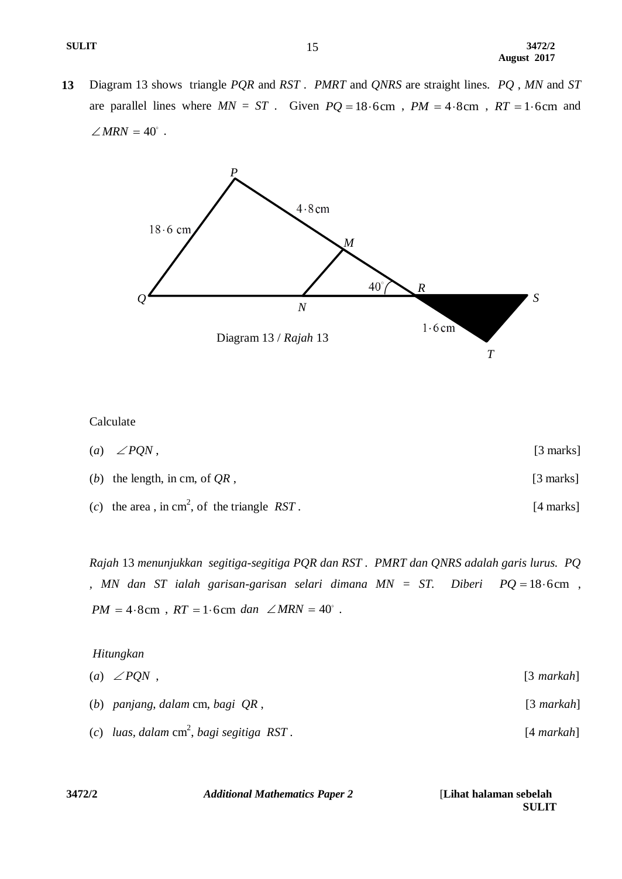**13** Diagram 13 shows triangle *PQR* and *RST* . *PMRT* and *QNRS* are straight lines. *PQ* , *MN* and *ST* are parallel lines where *MN* = *ST* . Given $PQ = 18 \cdot 6\text{cm}$ , $PM = 4 \cdot 8\text{cm}$ , $RT = 1 \cdot 6\text{cm}$ and $\angle MRN = 40^\circ$ .

Diagram 13 / *Rajah* 13

Calculate

(*a*) $\angle PQN$ , [3 marks]

(*b*) the length, in cm, of *QR* , [3 marks]

(*c*) the area , in cm$^2$, of the triangle *RST* . [4 marks]

*Rajah* 13 *menunjukkan segitiga-segitiga PQR dan RST . PMRT dan QNRS adalah garis lurus. PQ , MN dan ST ialah garisan-garisan selari dimana MN = ST. Diberi* $PQ = 18 \cdot 6\text{cm}$ , $PM = 4 \cdot 8\text{cm}$ , $RT = 1 \cdot 6\text{cm}$ *dan* $\angle MRN = 40^\circ$ .

*Hitungkan*

(*a*) $\angle PQN$ , [3 *markah*]

(*b*) *panjang, dalam* cm, *bagi QR* , [3 *markah*]

(*c*) *luas, dalam* cm$^2$, *bagi segitiga RST* . [4 *markah*]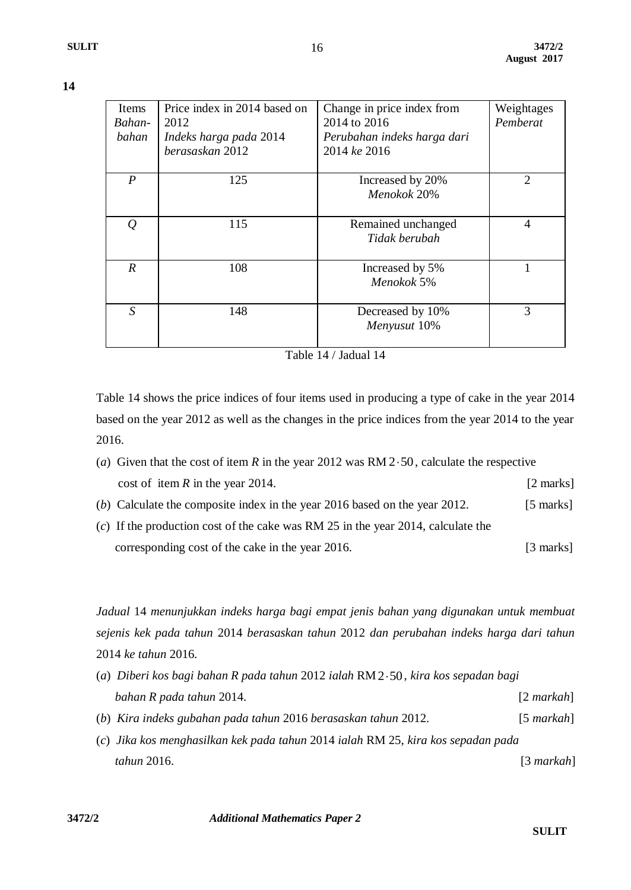**14**

| Items *Bahan-bahan* | Price index in 2014 based on 2012 *Indeks harga pada 2014 berasaskan 2012* | Change in price index from 2014 to 2016 *Perubahan indeks harga dari 2014 ke 2016* | Weightages *Pemberat* |
|---|---|---|---|
| $P$ | 125 | Increased by 20% *Menokok 20%* | 2 |
| $Q$ | 115 | Remained unchanged *Tidak berubah* | 4 |
| $R$ | 108 | Increased by 5% *Menokok 5%* | 1 |
| $S$ | 148 | Decreased by 10% *Menyusut 10%* | 3 |

Table 14 / Jadual 14

Table 14 shows the price indices of four items used in producing a type of cake in the year 2014 based on the year 2012 as well as the changes in the price indices from the year 2014 to the year 2016.

(*a*) Given that the cost of item $R$ in the year 2012 was RM $2 \cdot 50$, calculate the respective cost of item $R$ in the year 2014. [2 marks]

(*b*) Calculate the composite index in the year 2016 based on the year 2012. [5 marks]

(*c*) If the production cost of the cake was RM 25 in the year 2014, calculate the corresponding cost of the cake in the year 2016. [3 marks]

*Jadual* 14 *menunjukkan indeks harga bagi empat jenis bahan yang digunakan untuk membuat sejenis kek pada tahun* 2014 *berasaskan tahun* 2012 *dan perubahan indeks harga dari tahun* 2014 *ke tahun* 2016.

(*a*) *Diberi kos bagi bahan R pada tahun* 2012 *ialah* RM $2 \cdot 50$, *kira kos sepadan bagi bahan R pada tahun* 2014. [2 *markah*]

(*b*) *Kira indeks gubahan pada tahun* 2016 *berasaskan tahun* 2012. [5 *markah*]

(*c*) *Jika kos menghasilkan kek pada tahun* 2014 *ialah* RM 25, *kira kos sepadan pada tahun* 2016. [3 *markah*]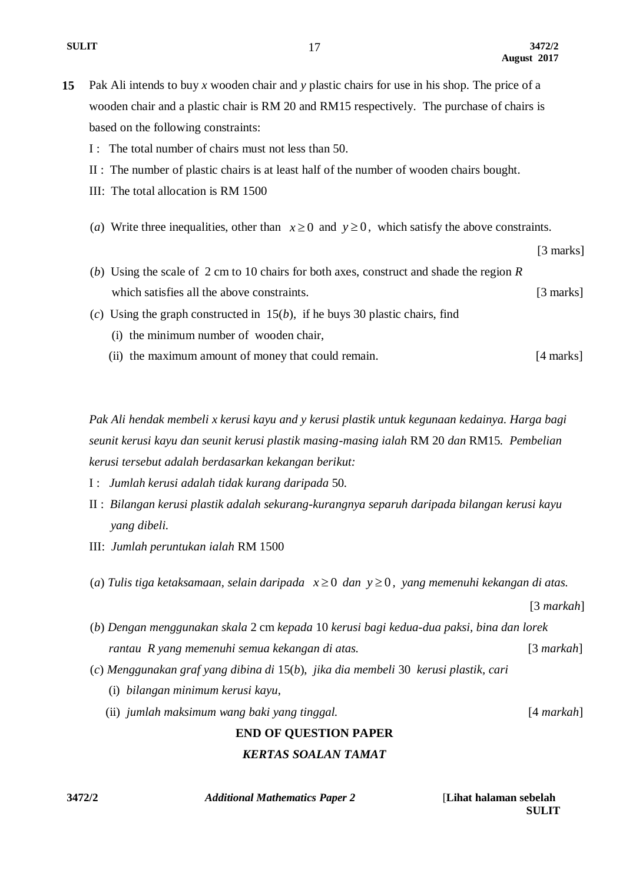**15** Pak Ali intends to buy $x$ wooden chair and $y$ plastic chairs for use in his shop. The price of a wooden chair and a plastic chair is RM 20 and RM15 respectively. The purchase of chairs is based on the following constraints:

I : The total number of chairs must not less than 50.

II : The number of plastic chairs is at least half of the number of wooden chairs bought.

III: The total allocation is RM 1500

(*a*) Write three inequalities, other than $x \geq 0$ and $y \geq 0$, which satisfy the above constraints. [3 marks]

(*b*) Using the scale of 2 cm to 10 chairs for both axes, construct and shade the region *R* which satisfies all the above constraints. [3 marks]

(*c*) Using the graph constructed in 15(*b*), if he buys 30 plastic chairs, find

(i) the minimum number of wooden chair,

(ii) the maximum amount of money that could remain. [4 marks]

*Pak Ali hendak membeli x kerusi kayu and y kerusi plastik untuk kegunaan kedainya. Harga bagi seunit kerusi kayu dan seunit kerusi plastik masing-masing ialah* RM 20 *dan* RM15. *Pembelian kerusi tersebut adalah berdasarkan kekangan berikut:*

I : *Jumlah kerusi adalah tidak kurang daripada* 50.

II : *Bilangan kerusi plastik adalah sekurang-kurangnya separuh daripada bilangan kerusi kayu yang dibeli.*

III: *Jumlah peruntukan ialah* RM 1500

(*a*) *Tulis tiga ketaksamaan, selain daripada* $x \geq 0$ *dan* $y \geq 0$, *yang memenuhi kekangan di atas.* [3 *markah*]

(*b*) *Dengan menggunakan skala* 2 cm *kepada* 10 *kerusi bagi kedua-dua paksi, bina dan lorek rantau R yang memenuhi semua kekangan di atas.* [3 *markah*]

(*c*) *Menggunakan graf yang dibina di* 15(*b*), *jika dia membeli* 30 *kerusi plastik, cari*

(i) *bilangan minimum kerusi kayu,*

(ii) *jumlah maksimum wang baki yang tinggal.* [4 *markah*]

**END OF QUESTION PAPER**

***KERTAS SOALAN TAMAT***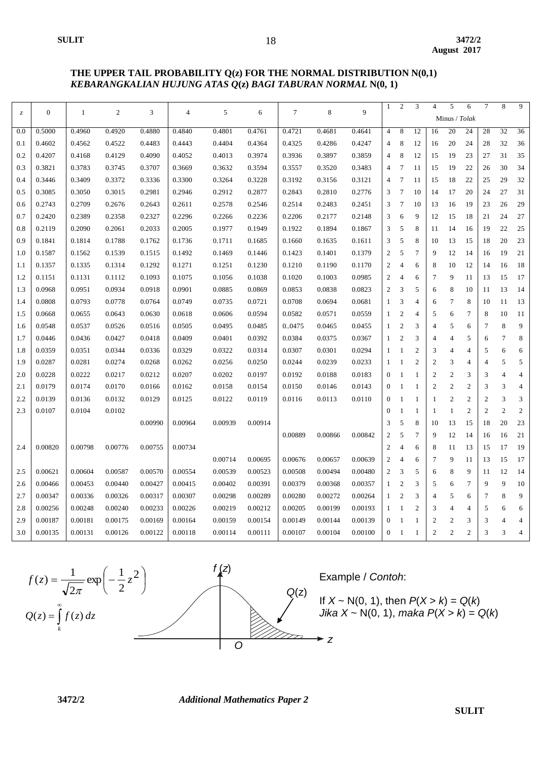### THE UPPER TAIL PROBABILITY Q(z) FOR THE NORMAL DISTRIBUTION N(0,1)
### *KEBARANGKALIAN HUJUNG ATAS Q(z) BAGI TABURAN NORMAL N(0, 1)*

| z | 0 | 1 | 2 | 3 | 4 | 5 | 6 | 7 | 8 | 9 | 1 | 2 | 3 | 4 | 5 | 6 | 7 | 8 | 9 |
|---|---|---|---|---|---|---|---|---|---|---|---|---|---|---|---|---|---|---|---|
| | | | | | | | | | | | | | | | Minus / *Tolak* | | | | |
| 0.0 | 0.5000 | 0.4960 | 0.4920 | 0.4880 | 0.4840 | 0.4801 | 0.4761 | 0.4721 | 0.4681 | 0.4641 | 4 | 8 | 12 | 16 | 20 | 24 | 28 | 32 | 36 |
| 0.1 | 0.4602 | 0.4562 | 0.4522 | 0.4483 | 0.4443 | 0.4404 | 0.4364 | 0.4325 | 0.4286 | 0.4247 | 4 | 8 | 12 | 16 | 20 | 24 | 28 | 32 | 36 |
| 0.2 | 0.4207 | 0.4168 | 0.4129 | 0.4090 | 0.4052 | 0.4013 | 0.3974 | 0.3936 | 0.3897 | 0.3859 | 4 | 8 | 12 | 15 | 19 | 23 | 27 | 31 | 35 |
| 0.3 | 0.3821 | 0.3783 | 0.3745 | 0.3707 | 0.3669 | 0.3632 | 0.3594 | 0.3557 | 0.3520 | 0.3483 | 4 | 7 | 11 | 15 | 19 | 22 | 26 | 30 | 34 |
| 0.4 | 0.3446 | 0.3409 | 0.3372 | 0.3336 | 0.3300 | 0.3264 | 0.3228 | 0.3192 | 0.3156 | 0.3121 | 4 | 7 | 11 | 15 | 18 | 22 | 25 | 29 | 32 |
| 0.5 | 0.3085 | 0.3050 | 0.3015 | 0.2981 | 0.2946 | 0.2912 | 0.2877 | 0.2843 | 0.2810 | 0.2776 | 3 | 7 | 10 | 14 | 17 | 20 | 24 | 27 | 31 |
| 0.6 | 0.2743 | 0.2709 | 0.2676 | 0.2643 | 0.2611 | 0.2578 | 0.2546 | 0.2514 | 0.2483 | 0.2451 | 3 | 7 | 10 | 13 | 16 | 19 | 23 | 26 | 29 |
| 0.7 | 0.2420 | 0.2389 | 0.2358 | 0.2327 | 0.2296 | 0.2266 | 0.2236 | 0.2206 | 0.2177 | 0.2148 | 3 | 6 | 9 | 12 | 15 | 18 | 21 | 24 | 27 |
| 0.8 | 0.2119 | 0.2090 | 0.2061 | 0.2033 | 0.2005 | 0.1977 | 0.1949 | 0.1922 | 0.1894 | 0.1867 | 3 | 5 | 8 | 11 | 14 | 16 | 19 | 22 | 25 |
| 0.9 | 0.1841 | 0.1814 | 0.1788 | 0.1762 | 0.1736 | 0.1711 | 0.1685 | 0.1660 | 0.1635 | 0.1611 | 3 | 5 | 8 | 10 | 13 | 15 | 18 | 20 | 23 |
| 1.0 | 0.1587 | 0.1562 | 0.1539 | 0.1515 | 0.1492 | 0.1469 | 0.1446 | 0.1423 | 0.1401 | 0.1379 | 2 | 5 | 7 | 9 | 12 | 14 | 16 | 19 | 21 |
| 1.1 | 0.1357 | 0.1335 | 0.1314 | 0.1292 | 0.1271 | 0.1251 | 0.1230 | 0.1210 | 0.1190 | 0.1170 | 2 | 4 | 6 | 8 | 10 | 12 | 14 | 16 | 18 |
| 1.2 | 0.1151 | 0.1131 | 0.1112 | 0.1093 | 0.1075 | 0.1056 | 0.1038 | 0.1020 | 0.1003 | 0.0985 | 2 | 4 | 6 | 7 | 9 | 11 | 13 | 15 | 17 |
| 1.3 | 0.0968 | 0.0951 | 0.0934 | 0.0918 | 0.0901 | 0.0885 | 0.0869 | 0.0853 | 0.0838 | 0.0823 | 2 | 3 | 5 | 6 | 8 | 10 | 11 | 13 | 14 |
| 1.4 | 0.0808 | 0.0793 | 0.0778 | 0.0764 | 0.0749 | 0.0735 | 0.0721 | 0.0708 | 0.0694 | 0.0681 | 1 | 3 | 4 | 6 | 7 | 8 | 10 | 11 | 13 |
| 1.5 | 0.0668 | 0.0655 | 0.0643 | 0.0630 | 0.0618 | 0.0606 | 0.0594 | 0.0582 | 0.0571 | 0.0559 | 1 | 2 | 4 | 5 | 6 | 7 | 8 | 10 | 11 |
| 1.6 | 0.0548 | 0.0537 | 0.0526 | 0.0516 | 0.0505 | 0.0495 | 0.0485 | 0..0475 | 0.0465 | 0.0455 | 1 | 2 | 3 | 4 | 5 | 6 | 7 | 8 | 9 |
| 1.7 | 0.0446 | 0.0436 | 0.0427 | 0.0418 | 0.0409 | 0.0401 | 0.0392 | 0.0384 | 0.0375 | 0.0367 | 1 | 2 | 3 | 4 | 4 | 5 | 6 | 7 | 8 |
| 1.8 | 0.0359 | 0.0351 | 0.0344 | 0.0336 | 0.0329 | 0.0322 | 0.0314 | 0.0307 | 0.0301 | 0.0294 | 1 | 1 | 2 | 3 | 4 | 4 | 5 | 6 | 6 |
| 1.9 | 0.0287 | 0.0281 | 0.0274 | 0.0268 | 0.0262 | 0.0256 | 0.0250 | 0.0244 | 0.0239 | 0.0233 | 1 | 1 | 2 | 2 | 3 | 4 | 4 | 5 | 5 |
| 2.0 | 0.0228 | 0.0222 | 0.0217 | 0.0212 | 0.0207 | 0.0202 | 0.0197 | 0.0192 | 0.0188 | 0.0183 | 0 | 1 | 1 | 2 | 2 | 3 | 3 | 4 | 4 |
| 2.1 | 0.0179 | 0.0174 | 0.0170 | 0.0166 | 0.0162 | 0.0158 | 0.0154 | 0.0150 | 0.0146 | 0.0143 | 0 | 1 | 1 | 2 | 2 | 2 | 3 | 3 | 4 |
| 2.2 | 0.0139 | 0.0136 | 0.0132 | 0.0129 | 0.0125 | 0.0122 | 0.0119 | 0.0116 | 0.0113 | 0.0110 | 0 | 1 | 1 | 1 | 2 | 2 | 2 | 3 | 3 |
| 2.3 | 0.0107 | 0.0104 | 0.0102 | | | | | | | | 0 | 1 | 1 | 1 | 1 | 2 | 2 | 2 | 2 |
| | | | | 0.00990 | 0.00964 | 0.00939 | 0.00914 | | | | 3 | 5 | 8 | 10 | 13 | 15 | 18 | 20 | 23 |
| | | | | | | | | 0.00889 | 0.00866 | 0.00842 | 2 | 5 | 7 | 9 | 12 | 14 | 16 | 16 | 21 |
| 2.4 | 0.00820 | 0.00798 | 0.00776 | 0.00755 | 0.00734 | | | | | | 2 | 4 | 6 | 8 | 11 | 13 | 15 | 17 | 19 |
| | | | | | | 0.00714 | 0.00695 | 0.00676 | 0.00657 | 0.00639 | 2 | 4 | 6 | 7 | 9 | 11 | 13 | 15 | 17 |
| 2.5 | 0.00621 | 0.00604 | 0.00587 | 0.00570 | 0.00554 | 0.00539 | 0.00523 | 0.00508 | 0.00494 | 0.00480 | 2 | 3 | 5 | 6 | 8 | 9 | 11 | 12 | 14 |
| 2.6 | 0.00466 | 0.00453 | 0.00440 | 0.00427 | 0.00415 | 0.00402 | 0.00391 | 0.00379 | 0.00368 | 0.00357 | 1 | 2 | 3 | 5 | 6 | 7 | 9 | 9 | 10 |
| 2.7 | 0.00347 | 0.00336 | 0.00326 | 0.00317 | 0.00307 | 0.00298 | 0.00289 | 0.00280 | 0.00272 | 0.00264 | 1 | 2 | 3 | 4 | 5 | 6 | 7 | 8 | 9 |
| 2.8 | 0.00256 | 0.00248 | 0.00240 | 0.00233 | 0.00226 | 0.00219 | 0.00212 | 0.00205 | 0.00199 | 0.00193 | 1 | 1 | 2 | 3 | 4 | 4 | 5 | 6 | 6 |
| 2.9 | 0.00187 | 0.00181 | 0.00175 | 0.00169 | 0.00164 | 0.00159 | 0.00154 | 0.00149 | 0.00144 | 0.00139 | 0 | 1 | 1 | 2 | 2 | 3 | 3 | 4 | 4 |
| 3.0 | 0.00135 | 0.00131 | 0.00126 | 0.00122 | 0.00118 | 0.00114 | 0.00111 | 0.00107 | 0.00104 | 0.00100 | 0 | 1 | 1 | 2 | 2 | 2 | 3 | 3 | 4 |

$$f(z) = \frac{1}{\sqrt{2\pi}} \exp\left( -\frac{1}{2} z^2 \right)$$

$$Q(z) = \int_k^{\infty} f(z)\, dz$$

$f(z)$

$Q(z)$

$O$

$z$

Example / *Contoh*:

If $X \sim N(0, 1)$, then $P(X > k) = Q(k)$
*Jika* $X \sim N(0, 1)$, *maka* $P(X > k) = Q(k)$